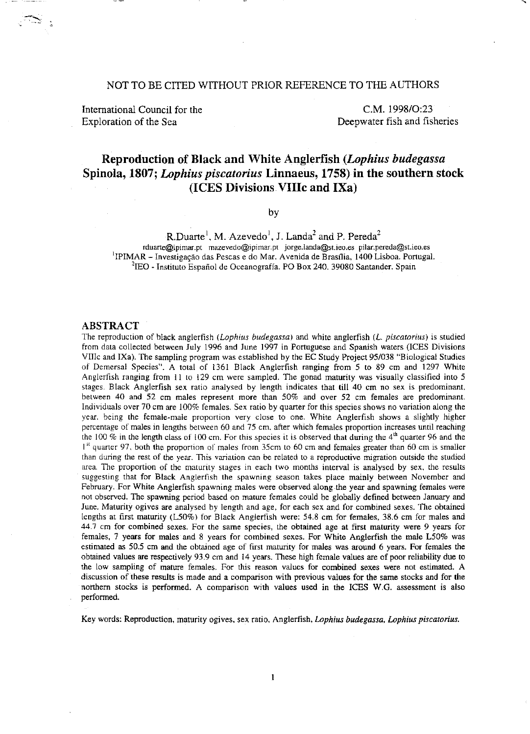NOT TO BE CITED WITHOUT PRIOR REFERENCE TO THE AUTHORS

International Council for the Exploration of the Sea

C.M. 1998/O:23
Deepwater fish and fisheries

# Reproduction of Black and White Anglerfish (*Lophius budegassa* Spinola, 1807; *Lophius piscatorius* Linnaeus, 1758) in the southern stock (ICES Divisions VIIIc and IXa)

by

R.Duarte[1], M. Azevedo[1], J. Landa[2] and P. Pereda[2]

rduarte@ipimar.pt mazevedo@ipimar.pt jorge.landa@st.ieo.es pilar.pereda@st.ieo.es

[1]IPIMAR – Investigação das Pescas e do Mar. Avenida de Brasília, 1400 Lisboa. Portugal.

[2]IEO - Instituto Español de Oceanografía. PO Box 240. 39080 Santander. Spain

## ABSTRACT

The reproduction of black anglerfish (*Lophius budegassa*) and white anglerfish (*L. piscatorius*) is studied from data collected between July 1996 and June 1997 in Portuguese and Spanish waters (ICES Divisions VIIIc and IXa). The sampling program was established by the EC Study Project 95/038 "Biological Studies of Demersal Species". A total of 1361 Black Anglerfish ranging from 5 to 89 cm and 1297 White Anglerfish ranging from 11 to 129 cm were sampled. The gonad maturity was visually classified into 5 stages. Black Anglerfish sex ratio analysed by length indicates that till 40 cm no sex is predominant, between 40 and 52 cm males represent more than 50% and over 52 cm females are predominant. Individuals over 70 cm are 100% females. Sex ratio by quarter for this species shows no variation along the year, being the female-male proportion very close to one. White Anglerfish shows a slightly higher percentage of males in lengths between 60 and 75 cm, after which females proportion increases until reaching the 100 % in the length class of 100 cm. For this species it is observed that during the 4[th] quarter 96 and the 1[st] quarter 97, both the proportion of males from 35cm to 60 cm and females greater than 60 cm is smaller than during the rest of the year. This variation can be related to a reproductive migration outside the studied area. The proportion of the maturity stages in each two months interval is analysed by sex, the results suggesting that for Black Anglerfish the spawning season takes place mainly between November and February. For White Anglerfish spawning males were observed along the year and spawning females were not observed. The spawning period based on mature females could be globally defined between January and June. Maturity ogives are analysed by length and age, for each sex and for combined sexes. The obtained lengths at first maturity (L50%) for Black Anglerfish were: 54.8 cm for females, 38.6 cm for males and 44.7 cm for combined sexes. For the same species, the obtained age at first maturity were 9 years for females, 7 years for males and 8 years for combined sexes. For White Anglerfish the male L50% was estimated as 50.5 cm and the obtained age of first maturity for males was around 6 years. For females the obtained values are respectively 93.9 cm and 14 years. These high female values are of poor reliability due to the low sampling of mature females. For this reason values for combined sexes were not estimated. A discussion of these results is made and a comparison with previous values for the same stocks and for the northern stocks is performed. A comparison with values used in the ICES W.G. assessment is also performed.

Key words: Reproduction, maturity ogives, sex ratio, Anglerfish, *Lophius budegassa, Lophius piscatorius*.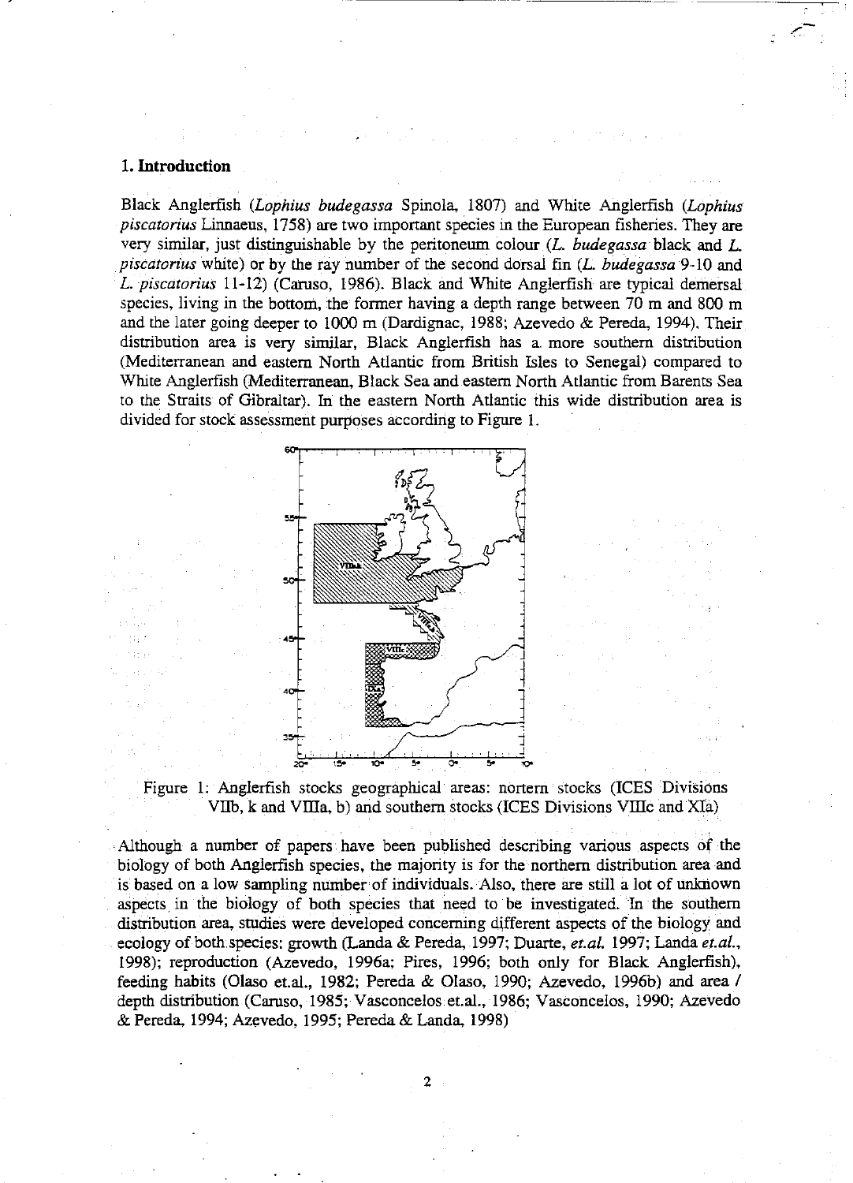## 1. Introduction

Black Anglerfish (*Lophius budegassa* Spinola, 1807) and White Anglerfish (*Lophius piscatorius* Linnaeus, 1758) are two important species in the European fisheries. They are very similar, just distinguishable by the peritoneum colour (*L. budegassa* black and *L. piscatorius* white) or by the ray number of the second dorsal fin (*L. budegassa* 9-10 and *L. piscatorius* 11-12) (Caruso, 1986). Black and White Anglerfish are typical demersal species, living in the bottom, the former having a depth range between 70 m and 800 m and the later going deeper to 1000 m (Dardignac, 1988; Azevedo & Pereda, 1994). Their distribution area is very similar, Black Anglerfish has a more southern distribution (Mediterranean and eastern North Atlantic from British Isles to Senegal) compared to White Anglerfish (Mediterranean, Black Sea and eastern North Atlantic from Barents Sea to the Straits of Gibraltar). In the eastern North Atlantic this wide distribution area is divided for stock assessment purposes according to Figure 1.

Figure 1: Anglerfish stocks geographical areas: nortern stocks (ICES Divisions VIIb, k and VIIIa, b) and southern stocks (ICES Divisions VIIIc and XIa)

Although a number of papers have been published describing various aspects of the biology of both Anglerfish species, the majority is for the northern distribution area and is based on a low sampling number of individuals. Also, there are still a lot of unknown aspects in the biology of both species that need to be investigated. In the southern distribution area, studies were developed concerning different aspects of the biology and ecology of both species: growth (Landa & Pereda, 1997; Duarte, *et.al.* 1997; Landa *et.al.*, 1998); reproduction (Azevedo, 1996a; Pires, 1996; both only for Black Anglerfish), feeding habits (Olaso et.al., 1982; Pereda & Olaso, 1990; Azevedo, 1996b) and area / depth distribution (Caruso, 1985; Vasconcelos et.al., 1986; Vasconcelos, 1990; Azevedo & Pereda, 1994; Azevedo, 1995; Pereda & Landa, 1998)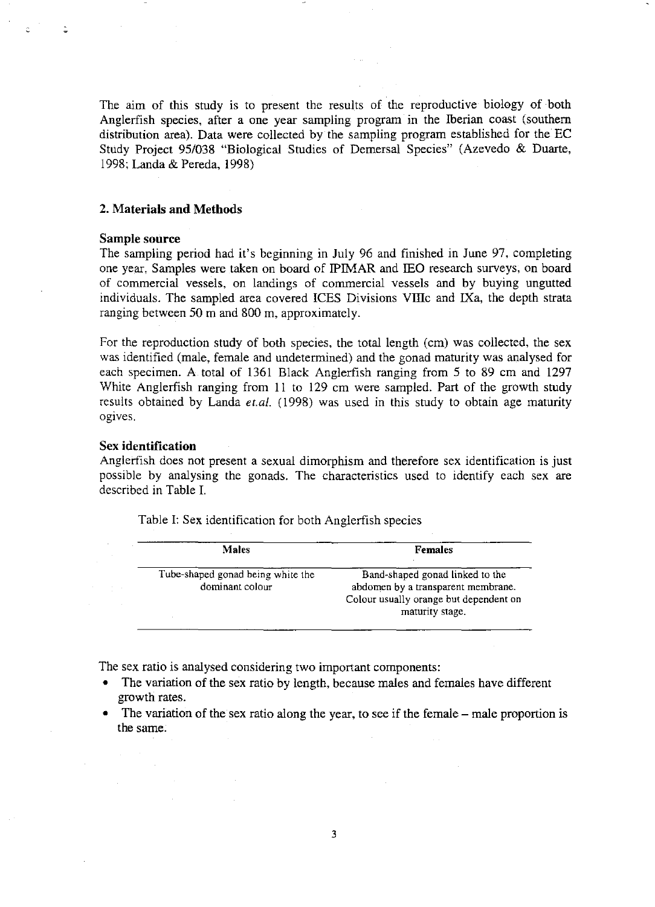The aim of this study is to present the results of the reproductive biology of both Anglerfish species, after a one year sampling program in the Iberian coast (southern distribution area). Data were collected by the sampling program established for the EC Study Project 95/038 "Biological Studies of Demersal Species" (Azevedo & Duarte, 1998; Landa & Pereda, 1998)

## 2. Materials and Methods

### Sample source

The sampling period had it's beginning in July 96 and finished in June 97, completing one year. Samples were taken on board of IPIMAR and IEO research surveys, on board of commercial vessels, on landings of commercial vessels and by buying ungutted individuals. The sampled area covered ICES Divisions VIIIc and IXa, the depth strata ranging between 50 m and 800 m, approximately.

For the reproduction study of both species, the total length (cm) was collected, the sex was identified (male, female and undetermined) and the gonad maturity was analysed for each specimen. A total of 1361 Black Anglerfish ranging from 5 to 89 cm and 1297 White Anglerfish ranging from 11 to 129 cm were sampled. Part of the growth study results obtained by Landa *et.al.* (1998) was used in this study to obtain age maturity ogives.

### Sex identification

Anglerfish does not present a sexual dimorphism and therefore sex identification is just possible by analysing the gonads. The characteristics used to identify each sex are described in Table I.

Table I: Sex identification for both Anglerfish species

| Males | Females |
|---|---|
| Tube-shaped gonad being white the dominant colour | Band-shaped gonad linked to the abdomen by a transparent membrane. Colour usually orange but dependent on maturity stage. |

The sex ratio is analysed considering two important components:

- The variation of the sex ratio by length, because males and females have different growth rates.
- The variation of the sex ratio along the year, to see if the female – male proportion is the same.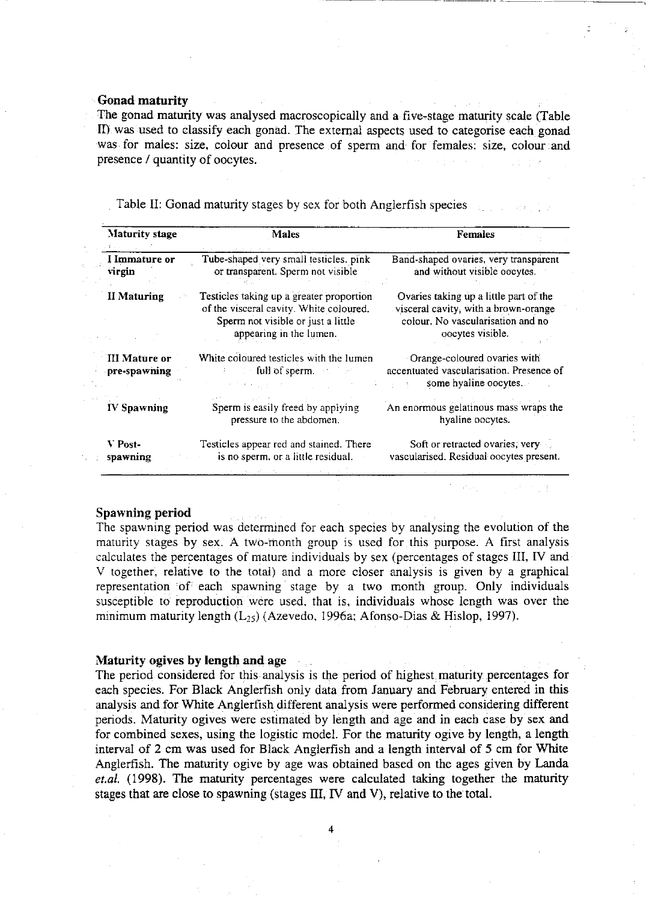### Gonad maturity

The gonad maturity was analysed macroscopically and a five-stage maturity scale (Table II) was used to classify each gonad. The external aspects used to categorise each gonad was for males: size, colour and presence of sperm and for females: size, colour and presence / quantity of oocytes.

Table II: Gonad maturity stages by sex for both Anglerfish species

| Maturity stage | Males | Females |
|---|---|---|
| I Immature or virgin | Tube-shaped very small testicles, pink or transparent. Sperm not visible | Band-shaped ovaries, very transparent and without visible oocytes. |
| II Maturing | Testicles taking up a greater proportion of the visceral cavity. White coloured. Sperm not visible or just a little appearing in the lumen. | Ovaries taking up a little part of the visceral cavity, with a brown-orange colour. No vascularisation and no oocytes visible. |
| III Mature or pre-spawning | White coloured testicles with the lumen full of sperm. | Orange-coloured ovaries with accentuated vascularisation. Presence of some hyaline oocytes. |
| IV Spawning | Sperm is easily freed by applying pressure to the abdomen. | An enormous gelatinous mass wraps the hyaline oocytes. |
| V Post-spawning | Testicles appear red and stained. There is no sperm, or a little residual. | Soft or retracted ovaries, very vascularised. Residual oocytes present. |

### Spawning period

The spawning period was determined for each species by analysing the evolution of the maturity stages by sex. A two-month group is used for this purpose. A first analysis calculates the percentages of mature individuals by sex (percentages of stages III, IV and V together, relative to the total) and a more closer analysis is given by a graphical representation of each spawning stage by a two month group. Only individuals susceptible to reproduction were used, that is, individuals whose length was over the minimum maturity length ($L_{25}$) (Azevedo, 1996a; Afonso-Dias & Hislop, 1997).

### Maturity ogives by length and age

The period considered for this analysis is the period of highest maturity percentages for each species. For Black Anglerfish only data from January and February entered in this analysis and for White Anglerfish different analysis were performed considering different periods. Maturity ogives were estimated by length and age and in each case by sex and for combined sexes, using the logistic model. For the maturity ogive by length, a length interval of 2 cm was used for Black Anglerfish and a length interval of 5 cm for White Anglerfish. The maturity ogive by age was obtained based on the ages given by Landa *et.al.* (1998). The maturity percentages were calculated taking together the maturity stages that are close to spawning (stages III, IV and V), relative to the total.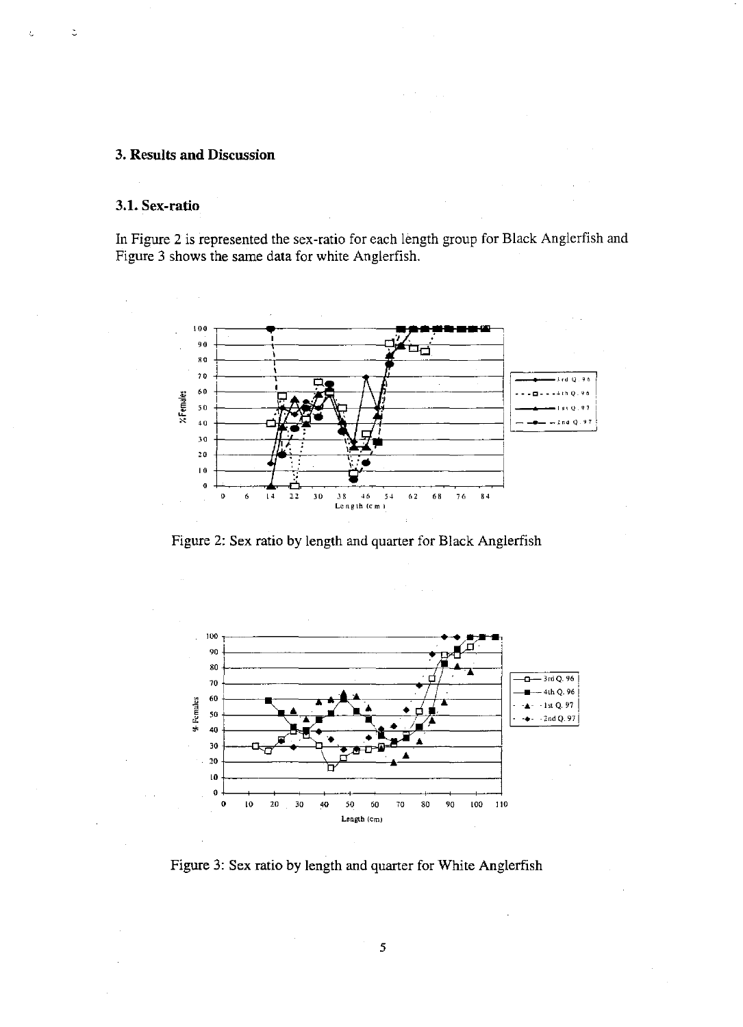## 3. Results and Discussion

### 3.1. Sex-ratio

In Figure 2 is represented the sex-ratio for each length group for Black Anglerfish and Figure 3 shows the same data for white Anglerfish.

Figure 2: Sex ratio by length and quarter for Black Anglerfish

Figure 3: Sex ratio by length and quarter for White Anglerfish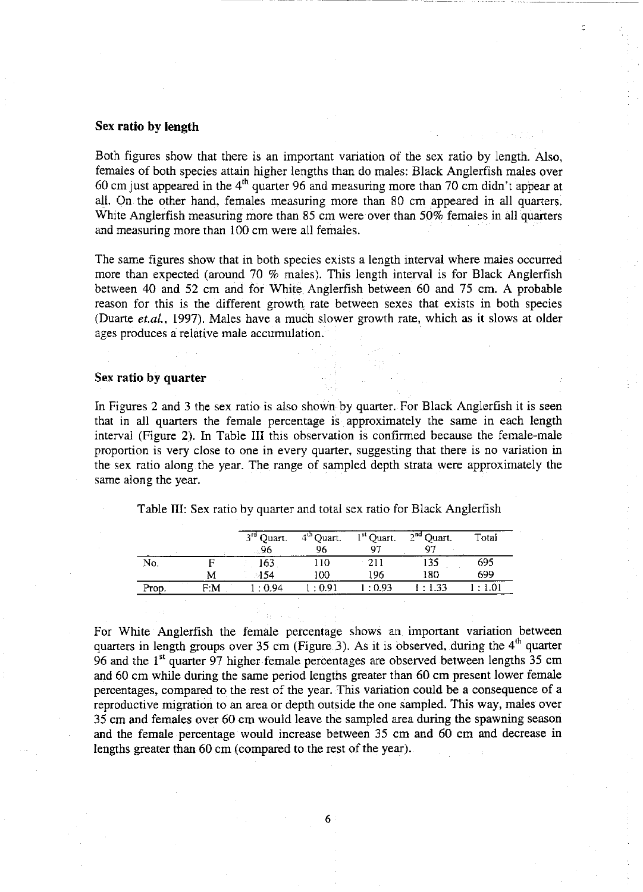### Sex ratio by length

Both figures show that there is an important variation of the sex ratio by length. Also, females of both species attain higher lengths than do males: Black Anglerfish males over 60 cm just appeared in the 4th quarter 96 and measuring more than 70 cm didn't appear at all. On the other hand, females measuring more than 80 cm appeared in all quarters. White Anglerfish measuring more than 85 cm were over than 50% females in all quarters and measuring more than 100 cm were all females.

The same figures show that in both species exists a length interval where males occurred more than expected (around 70 % males). This length interval is for Black Anglerfish between 40 and 52 cm and for White Anglerfish between 60 and 75 cm. A probable reason for this is the different growth rate between sexes that exists in both species (Duarte *et.al.*, 1997). Males have a much slower growth rate, which as it slows at older ages produces a relative male accumulation.

### Sex ratio by quarter

In Figures 2 and 3 the sex ratio is also shown by quarter. For Black Anglerfish it is seen that in all quarters the female percentage is approximately the same in each length interval (Figure 2). In Table III this observation is confirmed because the female-male proportion is very close to one in every quarter, suggesting that there is no variation in the sex ratio along the year. The range of sampled depth strata were approximately the same along the year.

Table III: Sex ratio by quarter and total sex ratio for Black Anglerfish

| | | 3rd Quart. 96 | 4th Quart. 96 | 1st Quart. 97 | 2nd Quart. 97 | Total |
|---|---|---|---|---|---|---|
| No. | F | 163 | 110 | 211 | 135 | 695 |
| | M | 154 | 100 | 196 | 180 | 699 |
| Prop. | F:M | 1 : 0.94 | 1 : 0.91 | 1 : 0.93 | 1 : 1.33 | 1 : 1.01 |

For White Anglerfish the female percentage shows an important variation between quarters in length groups over 35 cm (Figure 3). As it is observed, during the 4th quarter 96 and the 1st quarter 97 higher female percentages are observed between lengths 35 cm and 60 cm while during the same period lengths greater than 60 cm present lower female percentages, compared to the rest of the year. This variation could be a consequence of a reproductive migration to an area or depth outside the one sampled. This way, males over 35 cm and females over 60 cm would leave the sampled area during the spawning season and the female percentage would increase between 35 cm and 60 cm and decrease in lengths greater than 60 cm (compared to the rest of the year).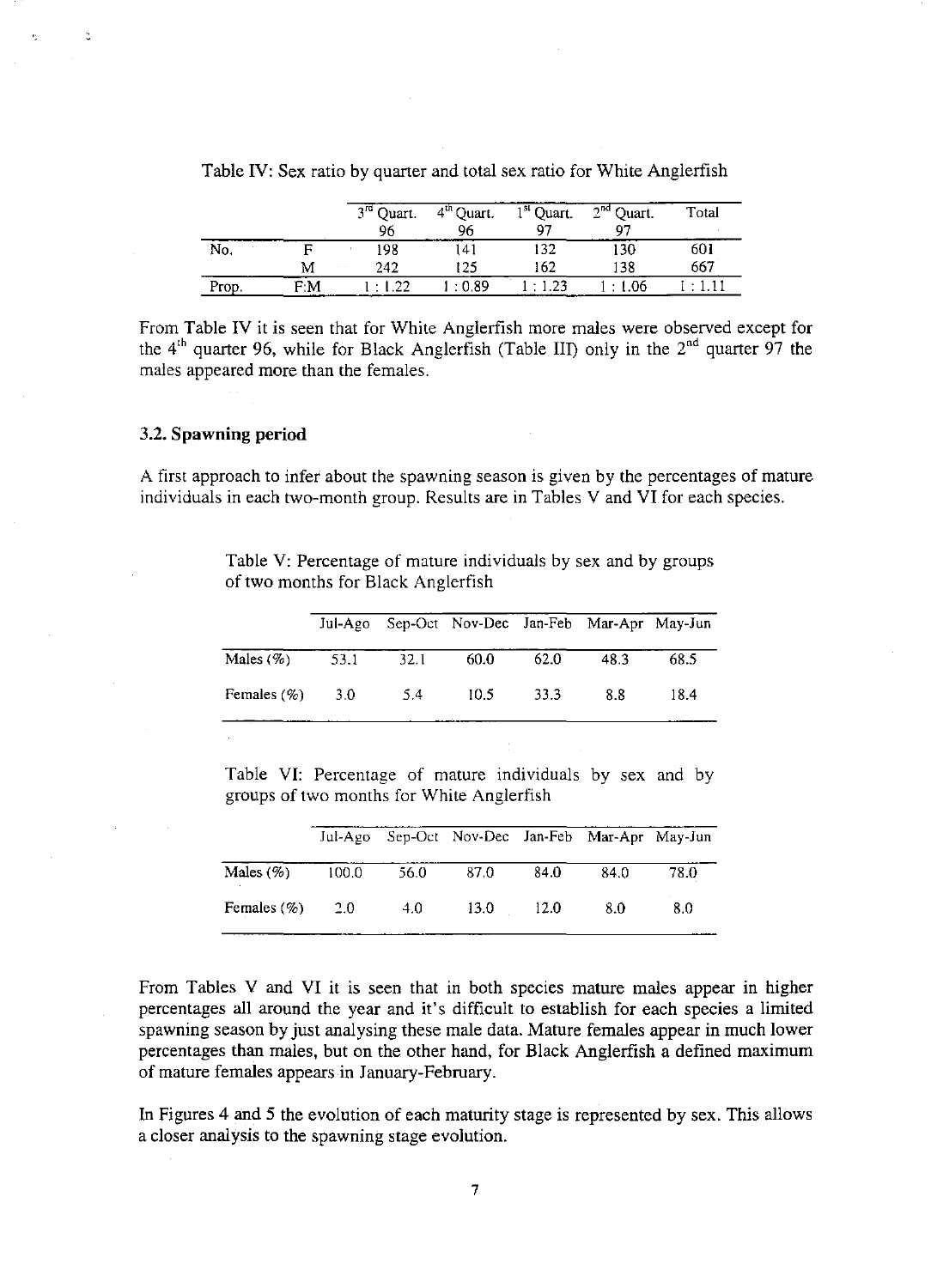Table IV: Sex ratio by quarter and total sex ratio for White Anglerfish

| | | 3rd Quart. 96 | 4th Quart. 96 | 1st Quart. 97 | 2nd Quart. 97 | Total |
|---|---|---|---|---|---|---|
| No. | F | 198 | 141 | 132 | 130 | 601 |
| | M | 242 | 125 | 162 | 138 | 667 |
| Prop. | F:M | 1 : 1.22 | 1 : 0.89 | 1 : 1.23 | 1 : 1.06 | 1 : 1.11 |

From Table IV it is seen that for White Anglerfish more males were observed except for the 4th quarter 96, while for Black Anglerfish (Table III) only in the 2nd quarter 97 the males appeared more than the females.

### 3.2. Spawning period

A first approach to infer about the spawning season is given by the percentages of mature individuals in each two-month group. Results are in Tables V and VI for each species.

Table V: Percentage of mature individuals by sex and by groups of two months for Black Anglerfish

| | Jul-Ago | Sep-Oct | Nov-Dec | Jan-Feb | Mar-Apr | May-Jun |
|---|---|---|---|---|---|---|
| Males (%) | 53.1 | 32.1 | 60.0 | 62.0 | 48.3 | 68.5 |
| Females (%) | 3.0 | 5.4 | 10.5 | 33.3 | 8.8 | 18.4 |

Table VI: Percentage of mature individuals by sex and by groups of two months for White Anglerfish

| | Jul-Ago | Sep-Oct | Nov-Dec | Jan-Feb | Mar-Apr | May-Jun |
|---|---|---|---|---|---|---|
| Males (%) | 100.0 | 56.0 | 87.0 | 84.0 | 84.0 | 78.0 |
| Females (%) | 2.0 | 4.0 | 13.0 | 12.0 | 8.0 | 8.0 |

From Tables V and VI it is seen that in both species mature males appear in higher percentages all around the year and it's difficult to establish for each species a limited spawning season by just analysing these male data. Mature females appear in much lower percentages than males, but on the other hand, for Black Anglerfish a defined maximum of mature females appears in January-February.

In Figures 4 and 5 the evolution of each maturity stage is represented by sex. This allows a closer analysis to the spawning stage evolution.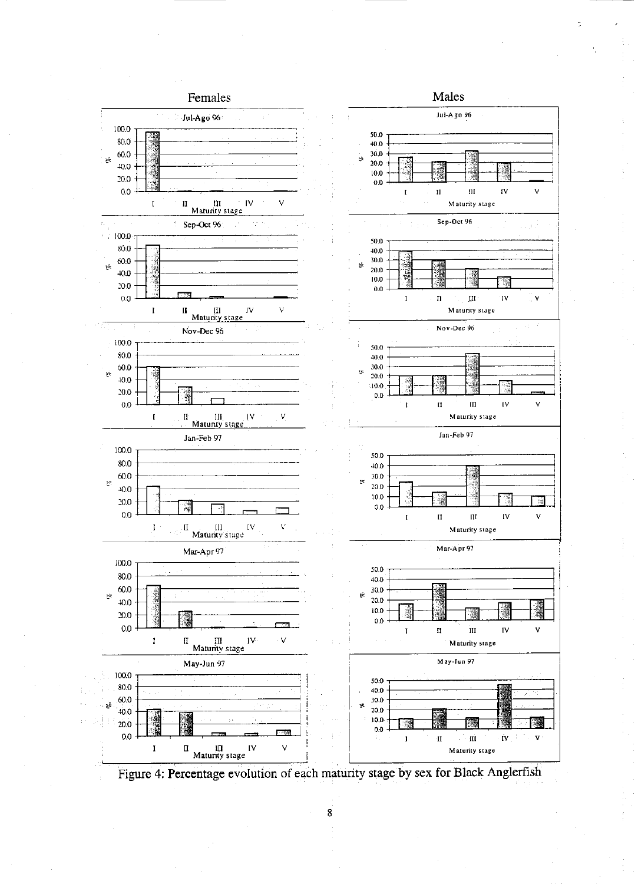Figure 4: Percentage evolution of each maturity stage by sex for Black Anglerfish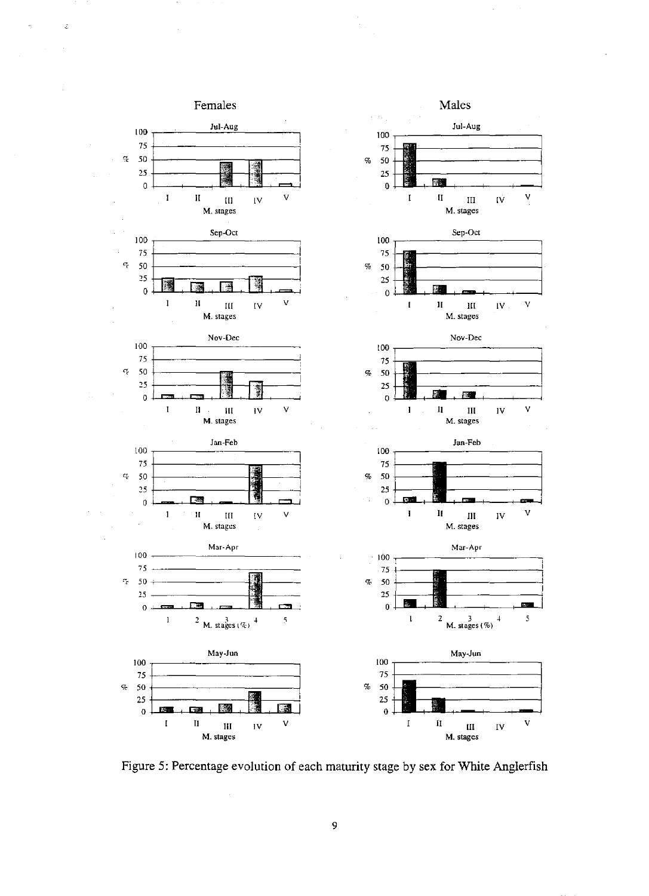Females

Males

Figure 5: Percentage evolution of each maturity stage by sex for White Anglerfish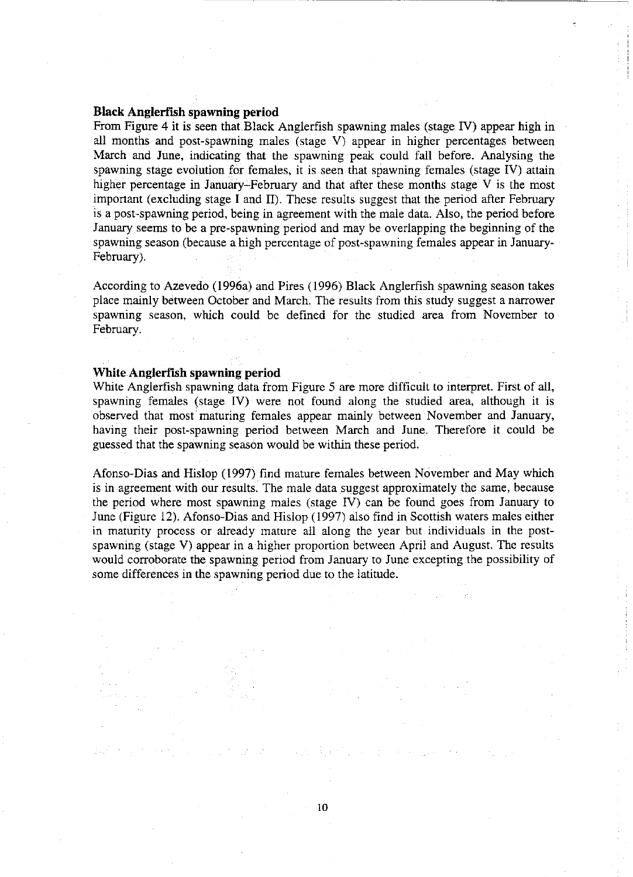### Black Anglerfish spawning period

From Figure 4 it is seen that Black Anglerfish spawning males (stage IV) appear high in all months and post-spawning males (stage V) appear in higher percentages between March and June, indicating that the spawning peak could fall before. Analysing the spawning stage evolution for females, it is seen that spawning females (stage IV) attain higher percentage in January–February and that after these months stage V is the most important (excluding stage I and II). These results suggest that the period after February is a post-spawning period, being in agreement with the male data. Also, the period before January seems to be a pre-spawning period and may be overlapping the beginning of the spawning season (because a high percentage of post-spawning females appear in January-February).

According to Azevedo (1996a) and Pires (1996) Black Anglerfish spawning season takes place mainly between October and March. The results from this study suggest a narrower spawning season, which could be defined for the studied area from November to February.

### White Anglerfish spawning period

White Anglerfish spawning data from Figure 5 are more difficult to interpret. First of all, spawning females (stage IV) were not found along the studied area, although it is observed that most maturing females appear mainly between November and January, having their post-spawning period between March and June. Therefore it could be guessed that the spawning season would be within these period.

Afonso-Dias and Hislop (1997) find mature females between November and May which is in agreement with our results. The male data suggest approximately the same, because the period where most spawning males (stage IV) can be found goes from January to June (Figure 12). Afonso-Dias and Hislop (1997) also find in Scottish waters males either in maturity process or already mature all along the year but individuals in the post-spawning (stage V) appear in a higher proportion between April and August. The results would corroborate the spawning period from January to June excepting the possibility of some differences in the spawning period due to the latitude.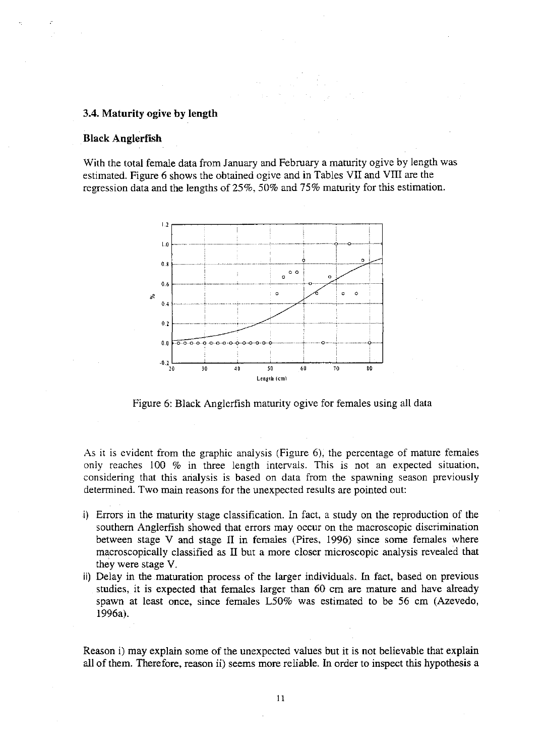### 3.4. Maturity ogive by length

**Black Anglerfish**

With the total female data from January and February a maturity ogive by length was estimated. Figure 6 shows the obtained ogive and in Tables VII and VIII are the regression data and the lengths of 25%, 50% and 75% maturity for this estimation.

Figure 6: Black Anglerfish maturity ogive for females using all data

As it is evident from the graphic analysis (Figure 6), the percentage of mature females only reaches 100 % in three length intervals. This is not an expected situation, considering that this analysis is based on data from the spawning season previously determined. Two main reasons for the unexpected results are pointed out:

i) Errors in the maturity stage classification. In fact, a study on the reproduction of the southern Anglerfish showed that errors may occur on the macroscopic discrimination between stage V and stage II in females (Pires, 1996) since some females where macroscopically classified as II but a more closer microscopic analysis revealed that they were stage V.
ii) Delay in the maturation process of the larger individuals. In fact, based on previous studies, it is expected that females larger than 60 cm are mature and have already spawn at least once, since females L50% was estimated to be 56 cm (Azevedo, 1996a).

Reason i) may explain some of the unexpected values but it is not believable that explain all of them. Therefore, reason ii) seems more reliable. In order to inspect this hypothesis a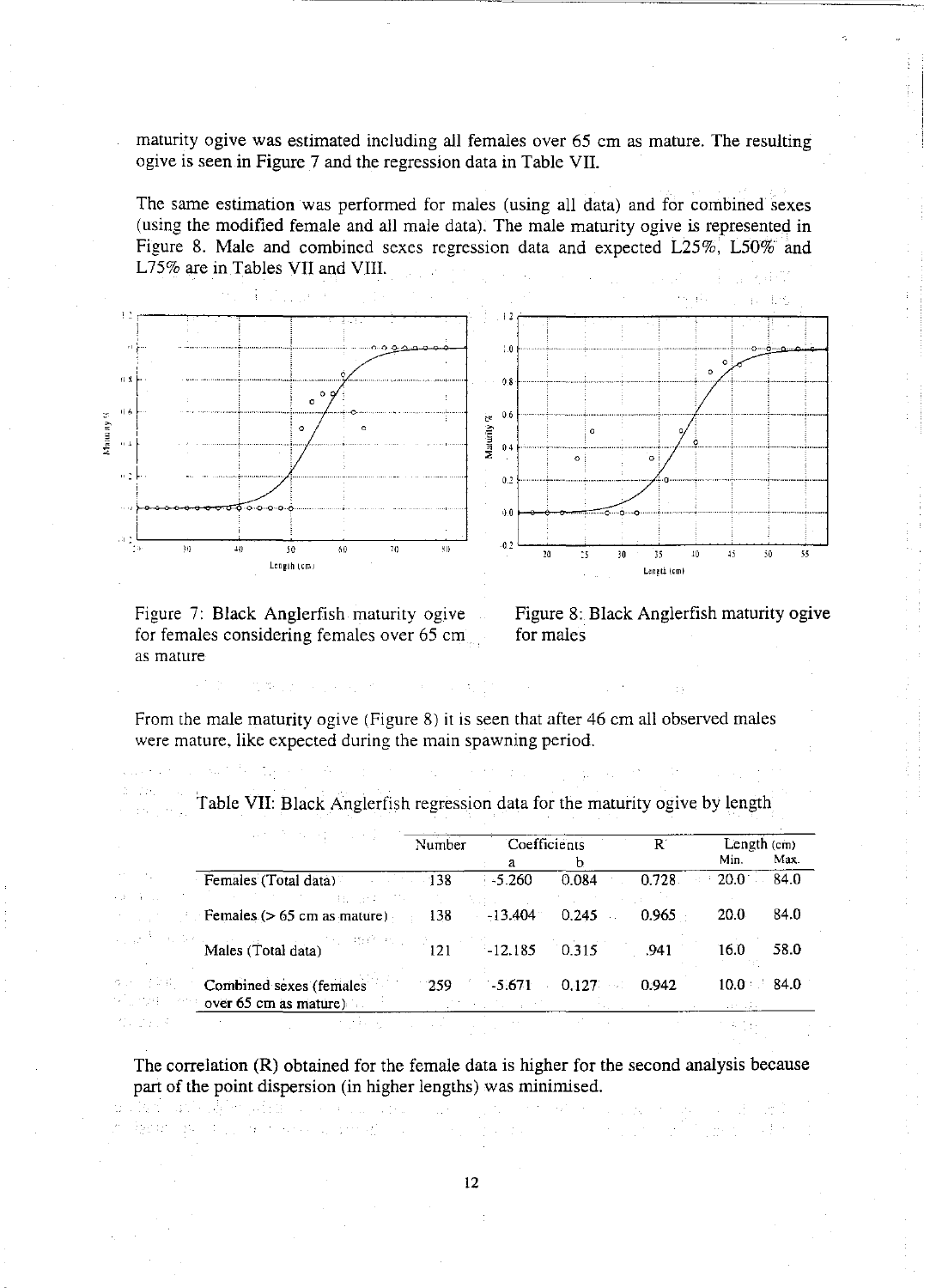maturity ogive was estimated including all females over 65 cm as mature. The resulting ogive is seen in Figure 7 and the regression data in Table VII.

The same estimation was performed for males (using all data) and for combined sexes (using the modified female and all male data). The male maturity ogive is represented in Figure 8. Male and combined sexes regression data and expected L25%, L50% and L75% are in Tables VII and VIII.

Figure 7: Black Anglerfish maturity ogive for females considering females over 65 cm as mature

Figure 8: Black Anglerfish maturity ogive for males

From the male maturity ogive (Figure 8) it is seen that after 46 cm all observed males were mature, like expected during the main spawning period.

Table VII: Black Anglerfish regression data for the maturity ogive by length

| | Number | Coefficients | | R | Length (cm) | |
|---|---|---|---|---|---|---|
| | | a | b | | Min. | Max. |
| Females (Total data) | 138 | -5.260 | 0.084 | 0.728 | 20.0 | 84.0 |
| Females (> 65 cm as mature) | 138 | -13.404 | 0.245 | 0.965 | 20.0 | 84.0 |
| Males (Total data) | 121 | -12.185 | 0.315 | .941 | 16.0 | 58.0 |
| Combined sexes (females over 65 cm as mature) | 259 | -5.671 | 0.127 | 0.942 | 10.0 | 84.0 |

The correlation (R) obtained for the female data is higher for the second analysis because part of the point dispersion (in higher lengths) was minimised.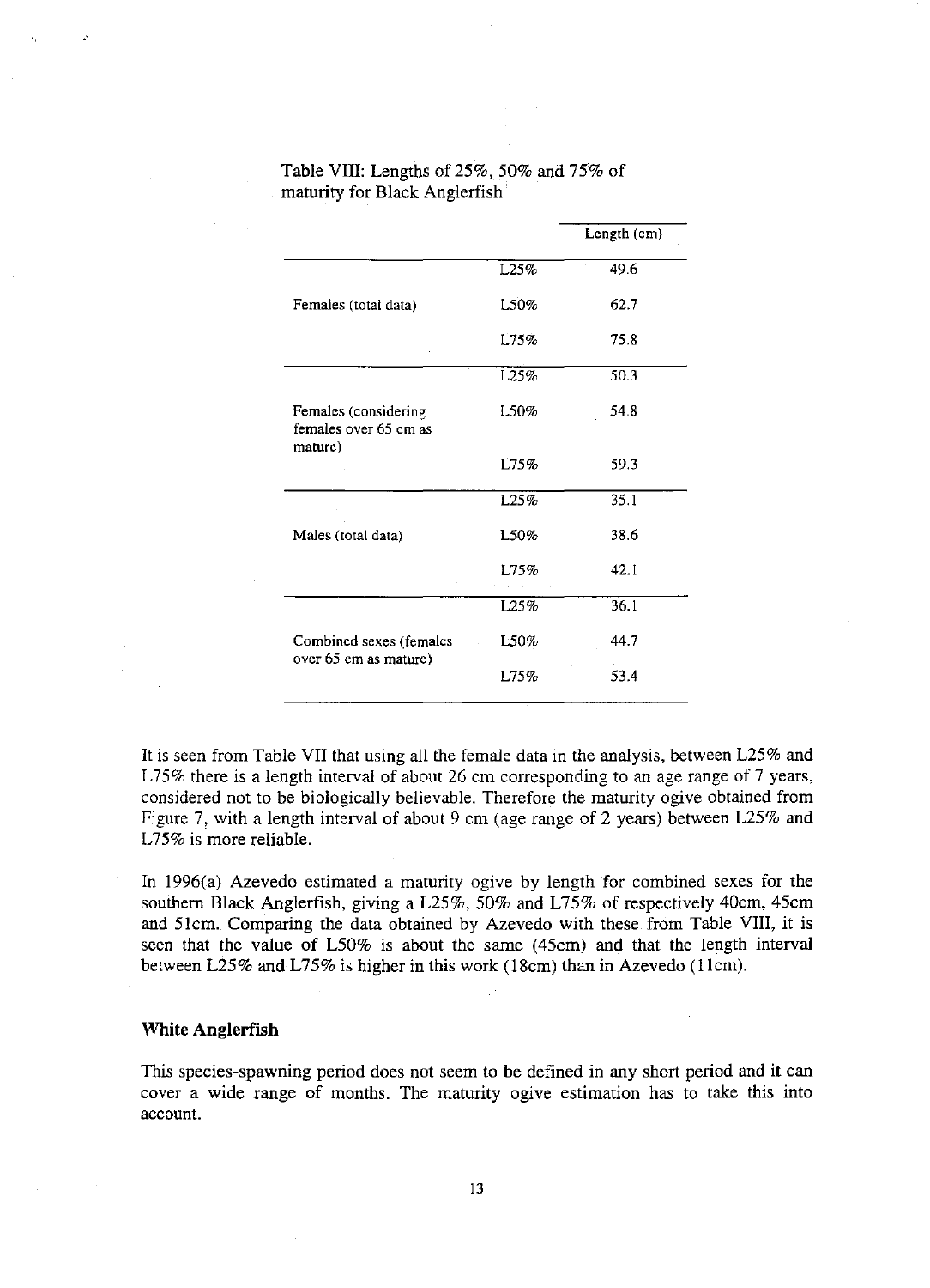Table VIII: Lengths of 25%, 50% and 75% of maturity for Black Anglerfish

| | | Length (cm) |
|---|---|---|
| Females (total data) | L25% | 49.6 |
| | L50% | 62.7 |
| | L75% | 75.8 |
| Females (considering females over 65 cm as mature) | L25% | 50.3 |
| | L50% | 54.8 |
| | L75% | 59.3 |
| Males (total data) | L25% | 35.1 |
| | L50% | 38.6 |
| | L75% | 42.1 |
| Combined sexes (females over 65 cm as mature) | L25% | 36.1 |
| | L50% | 44.7 |
| | L75% | 53.4 |

It is seen from Table VII that using all the female data in the analysis, between L25% and L75% there is a length interval of about 26 cm corresponding to an age range of 7 years, considered not to be biologically believable. Therefore the maturity ogive obtained from Figure 7, with a length interval of about 9 cm (age range of 2 years) between L25% and L75% is more reliable.

In 1996(a) Azevedo estimated a maturity ogive by length for combined sexes for the southern Black Anglerfish, giving a L25%, 50% and L75% of respectively 40cm, 45cm and 51cm. Comparing the data obtained by Azevedo with these from Table VIII, it is seen that the value of L50% is about the same (45cm) and that the length interval between L25% and L75% is higher in this work (18cm) than in Azevedo (11cm).

### White Anglerfish

This species-spawning period does not seem to be defined in any short period and it can cover a wide range of months. The maturity ogive estimation has to take this into account.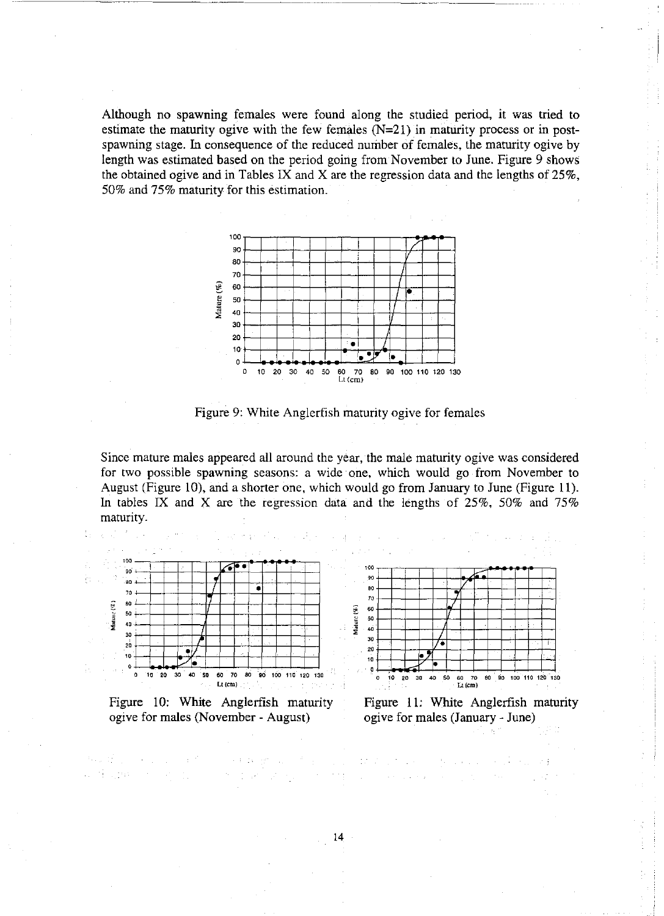Although no spawning females were found along the studied period, it was tried to estimate the maturity ogive with the few females (N=21) in maturity process or in post-spawning stage. In consequence of the reduced number of females, the maturity ogive by length was estimated based on the period going from November to June. Figure 9 shows the obtained ogive and in Tables IX and X are the regression data and the lengths of 25%, 50% and 75% maturity for this estimation.

Figure 9: White Anglerfish maturity ogive for females

Since mature males appeared all around the year, the male maturity ogive was considered for two possible spawning seasons: a wide one, which would go from November to August (Figure 10), and a shorter one, which would go from January to June (Figure 11). In tables IX and X are the regression data and the lengths of 25%, 50% and 75% maturity.

Figure 10: White Anglerfish maturity ogive for males (November - August)

Figure 11: White Anglerfish maturity ogive for males (January - June)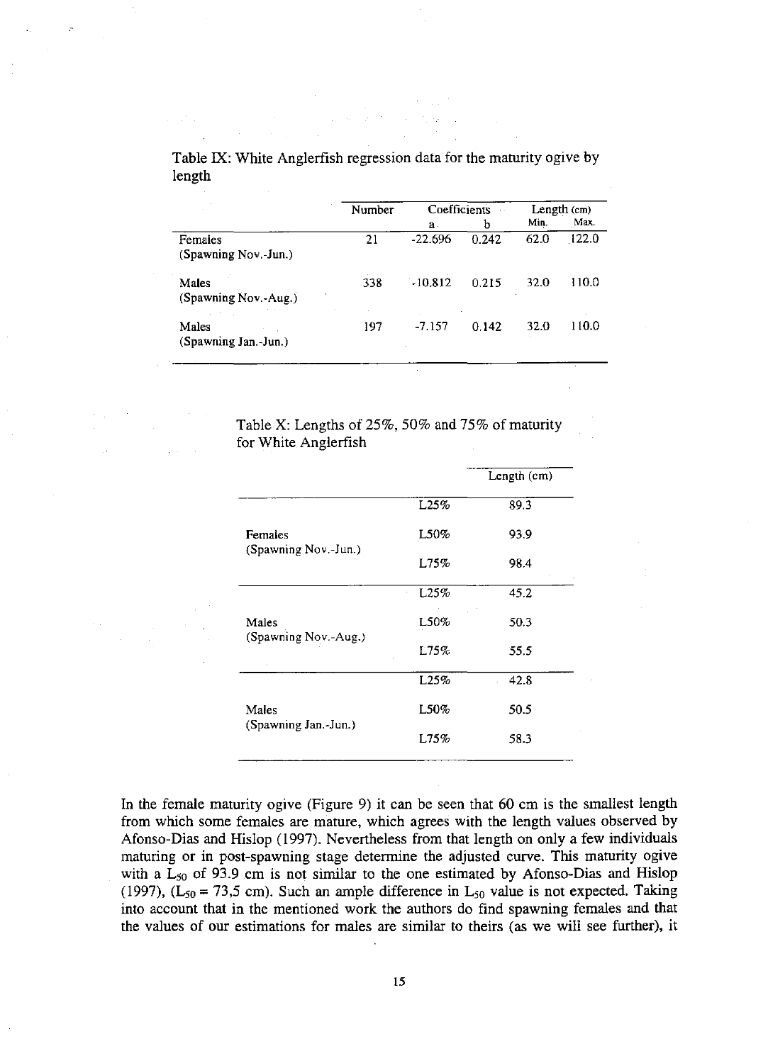Table IX: White Anglerfish regression data for the maturity ogive by length

| | Number | Coefficients | | Length (cm) | |
|---|---|---|---|---|---|
| | | a | b | Min. | Max. |
| Females (Spawning Nov.-Jun.) | 21 | -22.696 | 0.242 | 62.0 | 122.0 |
| Males (Spawning Nov.-Aug.) | 338 | -10.812 | 0.215 | 32.0 | 110.0 |
| Males (Spawning Jan.-Jun.) | 197 | -7.157 | 0.142 | 32.0 | 110.0 |

Table X: Lengths of 25%, 50% and 75% of maturity for White Anglerfish

| | | Length (cm) |
|---|---|---|
| Females (Spawning Nov.-Jun.) | L25% | 89.3 |
| | L50% | 93.9 |
| | L75% | 98.4 |
| Males (Spawning Nov.-Aug.) | L25% | 45.2 |
| | L50% | 50.3 |
| | L75% | 55.5 |
| Males (Spawning Jan.-Jun.) | L25% | 42.8 |
| | L50% | 50.5 |
| | L75% | 58.3 |

In the female maturity ogive (Figure 9) it can be seen that 60 cm is the smallest length from which some females are mature, which agrees with the length values observed by Afonso-Dias and Hislop (1997). Nevertheless from that length on only a few individuals maturing or in post-spawning stage determine the adjusted curve. This maturity ogive with a $L_{50}$ of 93.9 cm is not similar to the one estimated by Afonso-Dias and Hislop (1997), ($L_{50}$ = 73,5 cm). Such an ample difference in $L_{50}$ value is not expected. Taking into account that in the mentioned work the authors do find spawning females and that the values of our estimations for males are similar to theirs (as we will see further), it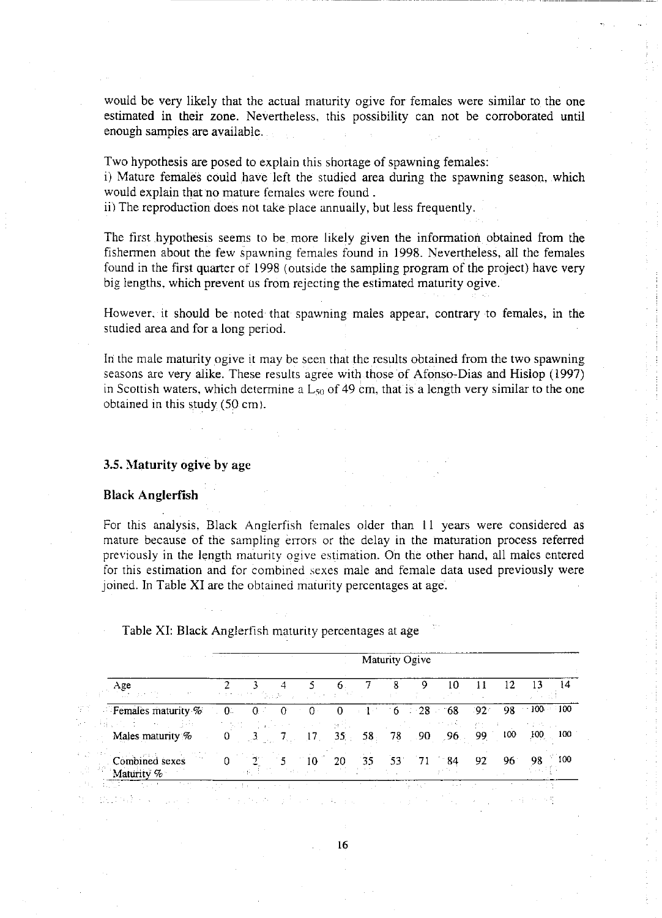would be very likely that the actual maturity ogive for females were similar to the one estimated in their zone. Nevertheless, this possibility can not be corroborated until enough samples are available.

Two hypothesis are posed to explain this shortage of spawning females:

i) Mature females could have left the studied area during the spawning season, which would explain that no mature females were found .

ii) The reproduction does not take place annually, but less frequently.

The first hypothesis seems to be more likely given the information obtained from the fishermen about the few spawning females found in 1998. Nevertheless, all the females found in the first quarter of 1998 (outside the sampling program of the project) have very big lengths, which prevent us from rejecting the estimated maturity ogive.

However, it should be noted that spawning males appear, contrary to females, in the studied area and for a long period.

In the male maturity ogive it may be seen that the results obtained from the two spawning seasons are very alike. These results agree with those of Afonso-Dias and Hislop (1997) in Scottish waters, which determine a $L_{50}$ of 49 cm, that is a length very similar to the one obtained in this study (50 cm).

### 3.5. Maturity ogive by age

#### Black Anglerfish

For this analysis, Black Anglerfish females older than 11 years were considered as mature because of the sampling errors or the delay in the maturation process referred previously in the length maturity ogive estimation. On the other hand, all males entered for this estimation and for combined sexes male and female data used previously were joined. In Table XI are the obtained maturity percentages at age.

Table XI: Black Anglerfish maturity percentages at age

| | Maturity Ogive | | | | | | | | | | | | |
|---|---|---|---|---|---|---|---|---|---|---|---|---|---|
| Age | 2 | 3 | 4 | 5 | 6 | 7 | 8 | 9 | 10 | 11 | 12 | 13 | 14 |
| Females maturity % | 0 | 0 | 0 | 0 | 0 | 1 | 6 | 28 | 68 | 92 | 98 | 100 | 100 |
| Males maturity % | 0 | 3 | 7 | 17 | 35 | 58 | 78 | 90 | 96 | 99 | 100 | 100 | 100 |
| Combined sexes Maturity % | 0 | 2 | 5 | 10 | 20 | 35 | 53 | 71 | 84 | 92 | 96 | 98 | 100 |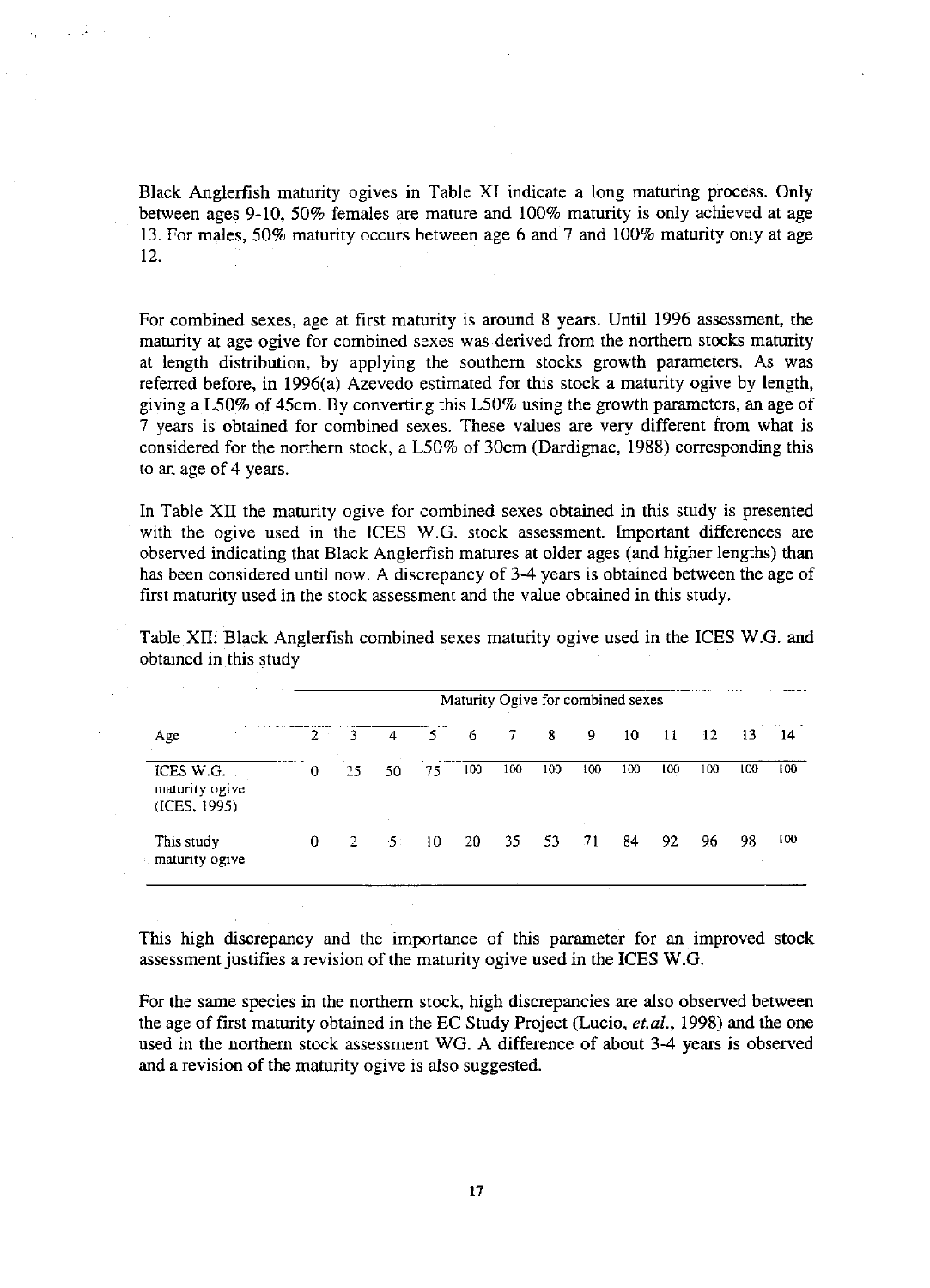Black Anglerfish maturity ogives in Table XI indicate a long maturing process. Only between ages 9-10, 50% females are mature and 100% maturity is only achieved at age 13. For males, 50% maturity occurs between age 6 and 7 and 100% maturity only at age 12.

For combined sexes, age at first maturity is around 8 years. Until 1996 assessment, the maturity at age ogive for combined sexes was derived from the northern stocks maturity at length distribution, by applying the southern stocks growth parameters. As was referred before, in 1996(a) Azevedo estimated for this stock a maturity ogive by length, giving a L50% of 45cm. By converting this L50% using the growth parameters, an age of 7 years is obtained for combined sexes. These values are very different from what is considered for the northern stock, a L50% of 30cm (Dardignac, 1988) corresponding this to an age of 4 years.

In Table XII the maturity ogive for combined sexes obtained in this study is presented with the ogive used in the ICES W.G. stock assessment. Important differences are observed indicating that Black Anglerfish matures at older ages (and higher lengths) than has been considered until now. A discrepancy of 3-4 years is obtained between the age of first maturity used in the stock assessment and the value obtained in this study.

Table XII: Black Anglerfish combined sexes maturity ogive used in the ICES W.G. and obtained in this study

| | Maturity Ogive for combined sexes | | | | | | | | | | | | |
|---|---|---|---|---|---|---|---|---|---|---|---|---|---|
| Age | 2 | 3 | 4 | 5 | 6 | 7 | 8 | 9 | 10 | 11 | 12 | 13 | 14 |
| ICES W.G. maturity ogive (ICES, 1995) | 0 | 25 | 50 | 75 | 100 | 100 | 100 | 100 | 100 | 100 | 100 | 100 | 100 |
| This study maturity ogive | 0 | 2 | 5 | 10 | 20 | 35 | 53 | 71 | 84 | 92 | 96 | 98 | 100 |

This high discrepancy and the importance of this parameter for an improved stock assessment justifies a revision of the maturity ogive used in the ICES W.G.

For the same species in the northern stock, high discrepancies are also observed between the age of first maturity obtained in the EC Study Project (Lucio, *et.al.*, 1998) and the one used in the northern stock assessment WG. A difference of about 3-4 years is observed and a revision of the maturity ogive is also suggested.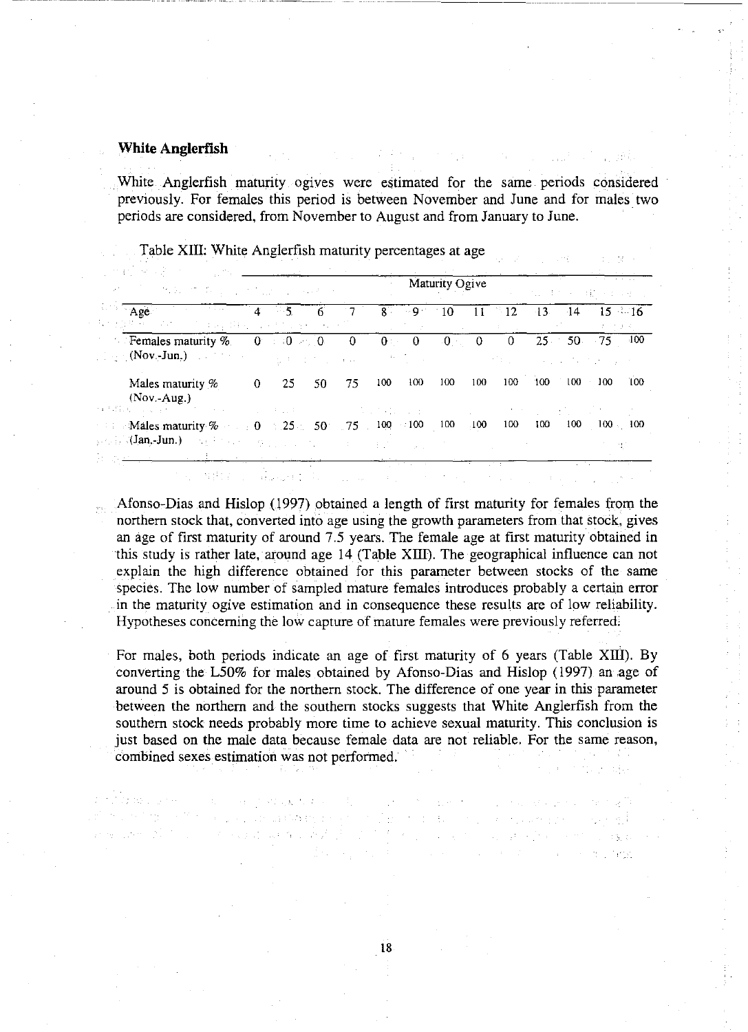### White Anglerfish

White Anglerfish maturity ogives were estimated for the same periods considered previously. For females this period is between November and June and for males two periods are considered, from November to August and from January to June.

Table XIII: White Anglerfish maturity percentages at age

| | Maturity Ogive | | | | | | | | | | | | |
|---|---|---|---|---|---|---|---|---|---|---|---|---|---|
| Age | 4 | 5 | 6 | 7 | 8 | 9 | 10 | 11 | 12 | 13 | 14 | 15 | 16 |
| Females maturity % (Nov.-Jun.) | 0 | 0 | 0 | 0 | 0 | 0 | 0 | 0 | 0 | 25 | 50 | 75 | 100 |
| Males maturity % (Nov.-Aug.) | 0 | 25 | 50 | 75 | 100 | 100 | 100 | 100 | 100 | 100 | 100 | 100 | 100 |
| Males maturity % (Jan.-Jun.) | 0 | 25 | 50 | 75 | 100 | 100 | 100 | 100 | 100 | 100 | 100 | 100 | 100 |

Afonso-Dias and Hislop (1997) obtained a length of first maturity for females from the northern stock that, converted into age using the growth parameters from that stock, gives an age of first maturity of around 7.5 years. The female age at first maturity obtained in this study is rather late, around age 14 (Table XIII). The geographical influence can not explain the high difference obtained for this parameter between stocks of the same species. The low number of sampled mature females introduces probably a certain error in the maturity ogive estimation and in consequence these results are of low reliability. Hypotheses concerning the low capture of mature females were previously referred.

For males, both periods indicate an age of first maturity of 6 years (Table XIII). By converting the L50% for males obtained by Afonso-Dias and Hislop (1997) an age of around 5 is obtained for the northern stock. The difference of one year in this parameter between the northern and the southern stocks suggests that White Anglerfish from the southern stock needs probably more time to achieve sexual maturity. This conclusion is just based on the male data because female data are not reliable. For the same reason, combined sexes estimation was not performed.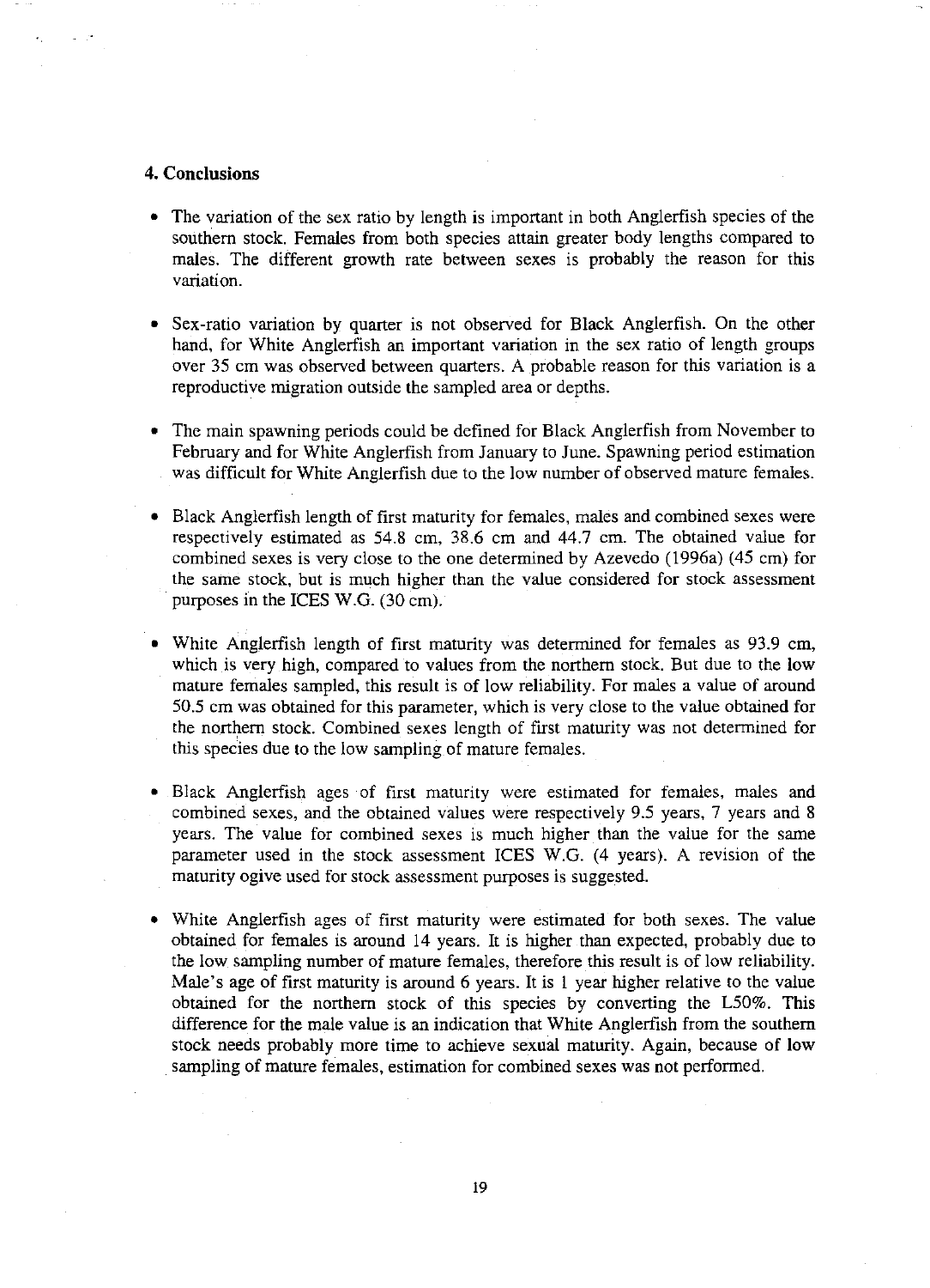## 4. Conclusions

- The variation of the sex ratio by length is important in both Anglerfish species of the southern stock. Females from both species attain greater body lengths compared to males. The different growth rate between sexes is probably the reason for this variation.

- Sex-ratio variation by quarter is not observed for Black Anglerfish. On the other hand, for White Anglerfish an important variation in the sex ratio of length groups over 35 cm was observed between quarters. A probable reason for this variation is a reproductive migration outside the sampled area or depths.

- The main spawning periods could be defined for Black Anglerfish from November to February and for White Anglerfish from January to June. Spawning period estimation was difficult for White Anglerfish due to the low number of observed mature females.

- Black Anglerfish length of first maturity for females, males and combined sexes were respectively estimated as 54.8 cm, 38.6 cm and 44.7 cm. The obtained value for combined sexes is very close to the one determined by Azevedo (1996a) (45 cm) for the same stock, but is much higher than the value considered for stock assessment purposes in the ICES W.G. (30 cm).

- White Anglerfish length of first maturity was determined for females as 93.9 cm, which is very high, compared to values from the northern stock. But due to the low mature females sampled, this result is of low reliability. For males a value of around 50.5 cm was obtained for this parameter, which is very close to the value obtained for the northern stock. Combined sexes length of first maturity was not determined for this species due to the low sampling of mature females.

- Black Anglerfish ages of first maturity were estimated for females, males and combined sexes, and the obtained values were respectively 9.5 years, 7 years and 8 years. The value for combined sexes is much higher than the value for the same parameter used in the stock assessment ICES W.G. (4 years). A revision of the maturity ogive used for stock assessment purposes is suggested.

- White Anglerfish ages of first maturity were estimated for both sexes. The value obtained for females is around 14 years. It is higher than expected, probably due to the low sampling number of mature females, therefore this result is of low reliability. Male's age of first maturity is around 6 years. It is 1 year higher relative to the value obtained for the northern stock of this species by converting the L50%. This difference for the male value is an indication that White Anglerfish from the southern stock needs probably more time to achieve sexual maturity. Again, because of low sampling of mature females, estimation for combined sexes was not performed.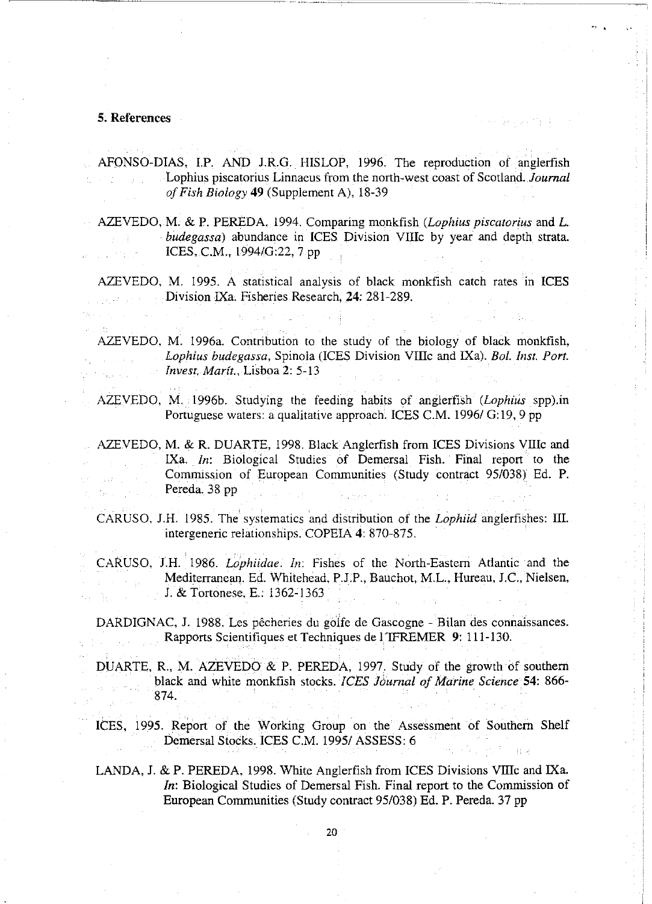## 5. References

AFONSO-DIAS, I.P. AND J.R.G. HISLOP, 1996. The reproduction of anglerfish Lophius piscatorius Linnaeus from the north-west coast of Scotland. *Journal of Fish Biology* **49** (Supplement A), 18-39

AZEVEDO, M. & P. PEREDA, 1994. Comparing monkfish (*Lophius piscatorius* and *L. budegassa*) abundance in ICES Division VIIIc by year and depth strata. ICES, C.M., 1994/G:22, 7 pp

AZEVEDO, M. 1995. A statistical analysis of black monkfish catch rates in ICES Division IXa. Fisheries Research, **24**: 281-289.

AZEVEDO, M. 1996a. Contribution to the study of the biology of black monkfish, *Lophius budegassa*, Spinola (ICES Division VIIIc and IXa). *Bol. Inst. Port. Invest. Marit.*, Lisboa **2**: 5-13

AZEVEDO, M. 1996b. Studying the feeding habits of anglerfish (*Lophius* spp).in Portuguese waters: a qualitative approach. ICES C.M. 1996/ G:19, 9 pp

AZEVEDO, M. & R. DUARTE, 1998. Black Anglerfish from ICES Divisions VIIIc and IXa. *In*: Biological Studies of Demersal Fish. Final report to the Commission of European Communities (Study contract 95/038) Ed. P. Pereda. 38 pp

CARUSO, J.H. 1985. The systematics and distribution of the *Lophiid* anglerfishes: III. intergeneric relationships. COPEIA **4**: 870-875.

CARUSO, J.H. 1986. *Lophiidae*. *In*: Fishes of the North-Eastern Atlantic and the Mediterranean. Ed. Whitehead, P.J.P., Bauchot, M.L., Hureau, J.C., Nielsen, J. & Tortonese, E.: 1362-1363

DARDIGNAC, J. 1988. Les pêcheries du golfe de Gascogne - Bilan des connaissances. Rapports Scientifiques et Techniques de l'IFREMER **9**: 111-130.

DUARTE, R., M. AZEVEDO & P. PEREDA, 1997. Study of the growth of southern black and white monkfish stocks. *ICES Journal of Marine Science* **54**: 866-874.

ICES, 1995. Report of the Working Group on the Assessment of Southern Shelf Demersal Stocks. ICES C.M. 1995/ ASSESS: 6

LANDA, J. & P. PEREDA, 1998. White Anglerfish from ICES Divisions VIIIc and IXa. *In*: Biological Studies of Demersal Fish. Final report to the Commission of European Communities (Study contract 95/038) Ed. P. Pereda. 37 pp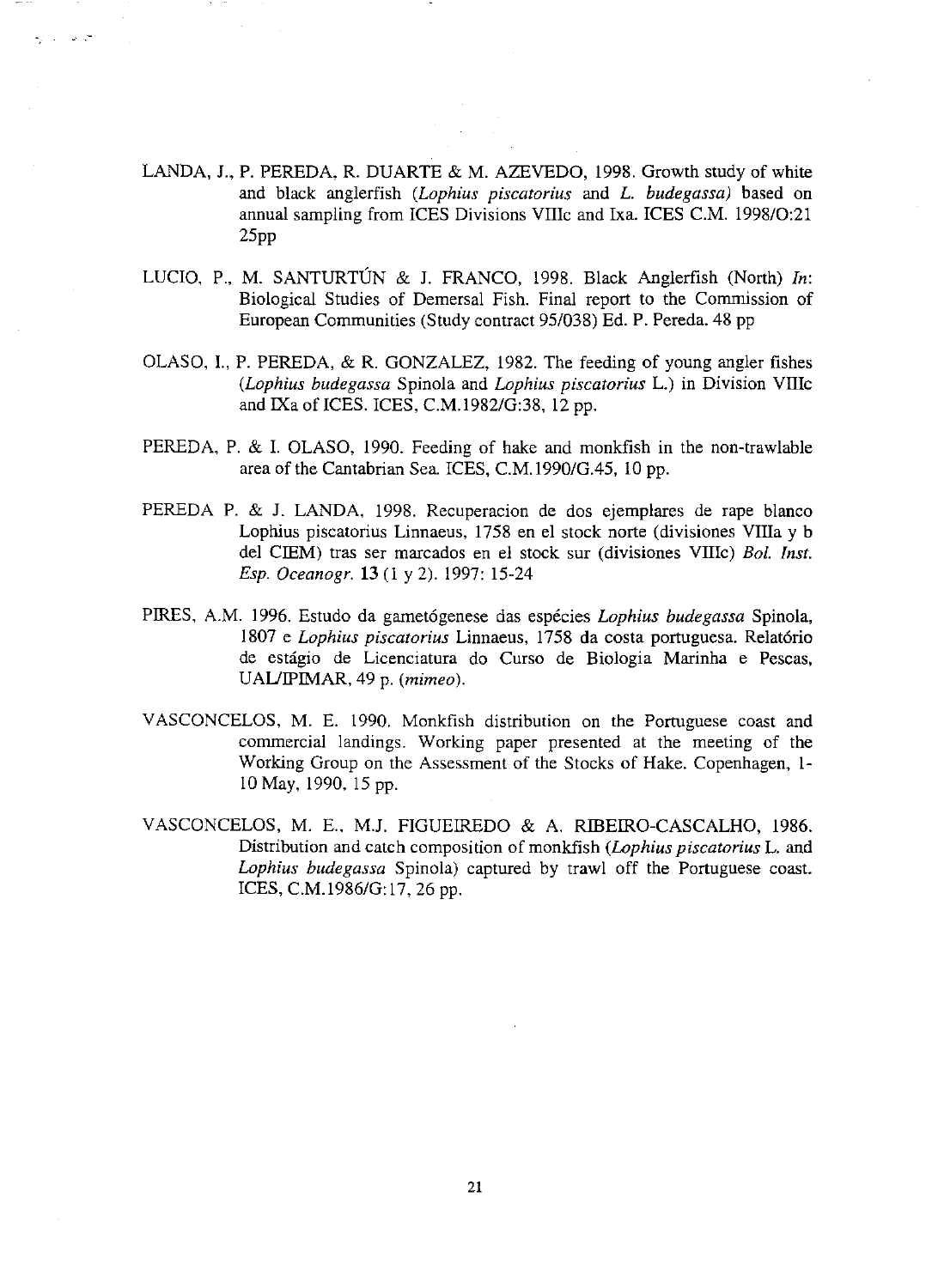LANDA, J., P. PEREDA, R. DUARTE & M. AZEVEDO, 1998. Growth study of white and black anglerfish (*Lophius piscatorius* and *L. budegassa)* based on annual sampling from ICES Divisions VIIIc and Ixa. ICES C.M. 1998/O:21 25pp

LUCIO, P., M. SANTURTÚN & J. FRANCO, 1998. Black Anglerfish (North) *In*: Biological Studies of Demersal Fish. Final report to the Commission of European Communities (Study contract 95/038) Ed. P. Pereda. 48 pp

OLASO, I., P. PEREDA, & R. GONZALEZ, 1982. The feeding of young angler fishes (*Lophius budegassa* Spinola and *Lophius piscatorius* L.) in Division VIIIc and IXa of ICES. ICES, C.M.1982/G:38, 12 pp.

PEREDA, P. & I. OLASO, 1990. Feeding of hake and monkfish in the non-trawlable area of the Cantabrian Sea. ICES, C.M.1990/G.45, 10 pp.

PEREDA P. & J. LANDA, 1998. Recuperacion de dos ejemplares de rape blanco Lophius piscatorius Linnaeus, 1758 en el stock norte (divisiones VIIIa y b del CIEM) tras ser marcados en el stock sur (divisiones VIIIc) *Bol. Inst. Esp. Oceanogr.* **13** (1 y 2). 1997: 15-24

PIRES, A.M. 1996. Estudo da gametógenese das espécies *Lophius budegassa* Spinola, 1807 e *Lophius piscatorius* Linnaeus, 1758 da costa portuguesa. Relatório de estágio de Licenciatura do Curso de Biologia Marinha e Pescas, UAL/IPIMAR, 49 p. (*mimeo*).

VASCONCELOS, M. E. 1990. Monkfish distribution on the Portuguese coast and commercial landings. Working paper presented at the meeting of the Working Group on the Assessment of the Stocks of Hake. Copenhagen, 1-10 May, 1990, 15 pp.

VASCONCELOS, M. E., M.J. FIGUEIREDO & A. RIBEIRO-CASCALHO, 1986. Distribution and catch composition of monkfish (*Lophius piscatorius* L. and *Lophius budegassa* Spinola) captured by trawl off the Portuguese coast. ICES, C.M.1986/G:17, 26 pp.